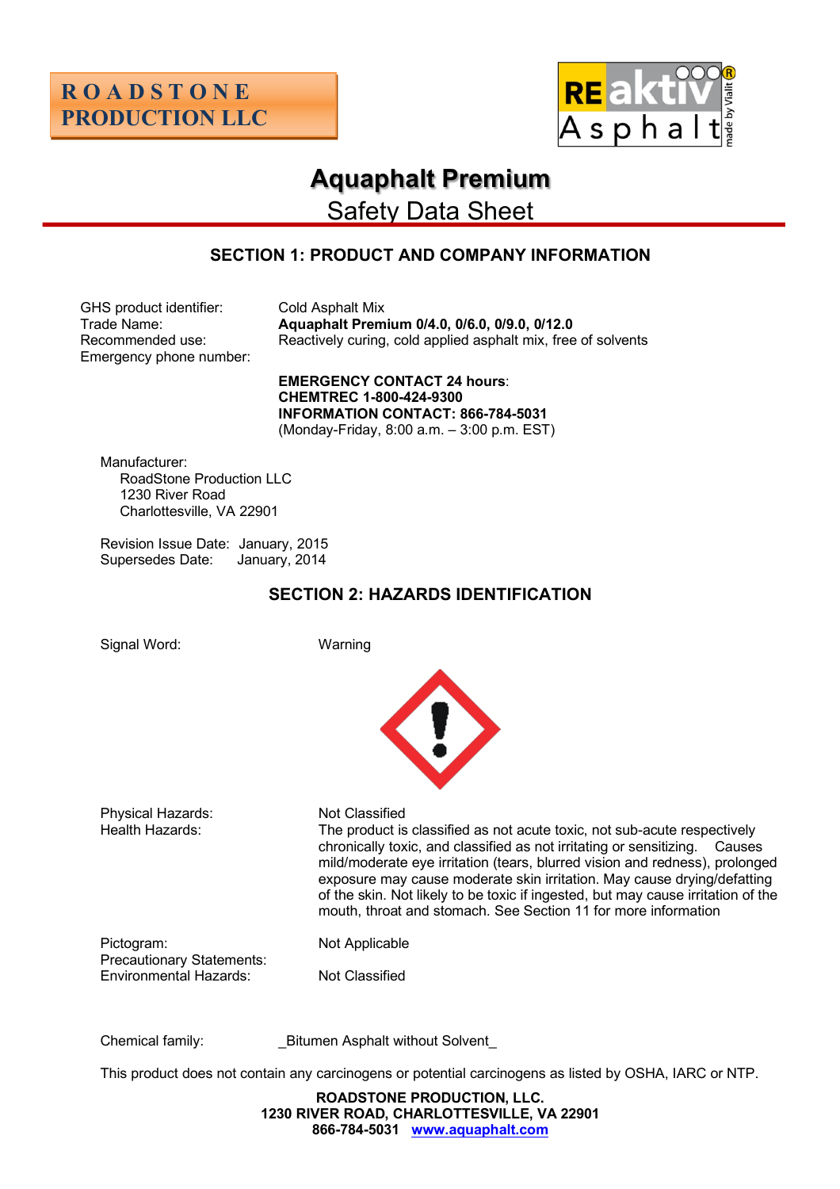ROADSTONE PRODUCTION LLC

REaktiv Asphalt made by Vialit

# Aquaphalt Premium

## Safety Data Sheet

### SECTION 1: PRODUCT AND COMPANY INFORMATION

GHS product identifier: Cold Asphalt Mix
Trade Name: **Aquaphalt Premium 0/4.0, 0/6.0, 0/9.0, 0/12.0**
Recommended use: Reactively curing, cold applied asphalt mix, free of solvents
Emergency phone number:

**EMERGENCY CONTACT 24 hours**:
**CHEMTREC 1-800-424-9300**
**INFORMATION CONTACT: 866-784-5031**
(Monday-Friday, 8:00 a.m. – 3:00 p.m. EST)

Manufacturer:
RoadStone Production LLC
1230 River Road
Charlottesville, VA 22901

Revision Issue Date: January, 2015
Supersedes Date: January, 2014

### SECTION 2: HAZARDS IDENTIFICATION

Signal Word: Warning

Physical Hazards: Not Classified

Health Hazards: The product is classified as not acute toxic, not sub-acute respectively chronically toxic, and classified as not irritating or sensitizing. Causes mild/moderate eye irritation (tears, blurred vision and redness), prolonged exposure may cause moderate skin irritation. May cause drying/defatting of the skin. Not likely to be toxic if ingested, but may cause irritation of the mouth, throat and stomach. See Section 11 for more information

Pictogram: Not Applicable
Precautionary Statements:
Environmental Hazards: Not Classified

Chemical family: _Bitumen Asphalt without Solvent_

This product does not contain any carcinogens or potential carcinogens as listed by OSHA, IARC or NTP.

**ROADSTONE PRODUCTION, LLC.**
**1230 RIVER ROAD, CHARLOTTESVILLE, VA 22901**
**866-784-5031** www.aquaphalt.com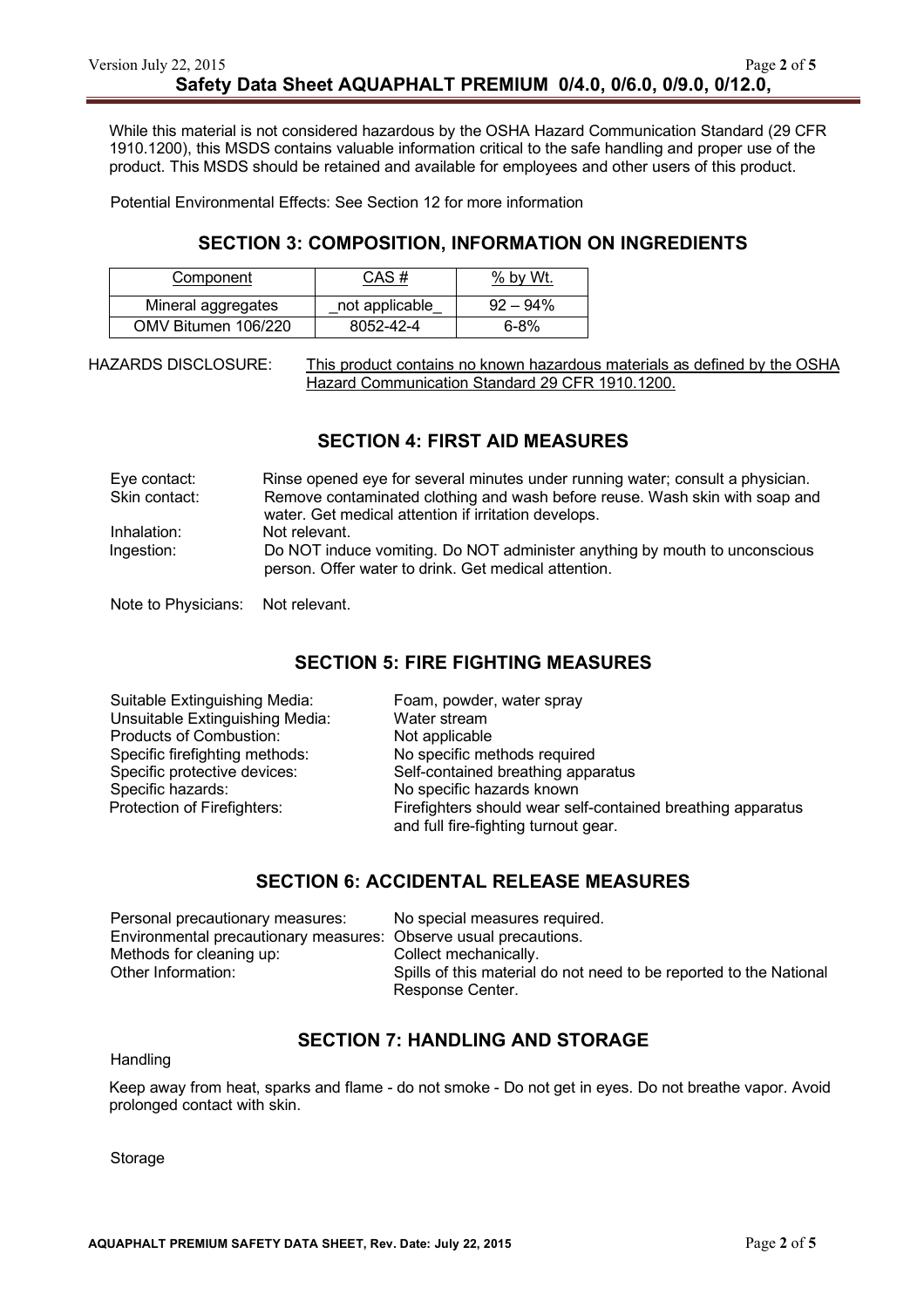While this material is not considered hazardous by the OSHA Hazard Communication Standard (29 CFR 1910.1200), this MSDS contains valuable information critical to the safe handling and proper use of the product. This MSDS should be retained and available for employees and other users of this product.

Potential Environmental Effects: See Section 12 for more information

## SECTION 3: COMPOSITION, INFORMATION ON INGREDIENTS

| Component | CAS # | % by Wt. |
|---|---|---|
| Mineral aggregates | _not applicable_ | 92 – 94% |
| OMV Bitumen 106/220 | 8052-42-4 | 6-8% |

HAZARDS DISCLOSURE: This product contains no known hazardous materials as defined by the OSHA Hazard Communication Standard 29 CFR 1910.1200.

## SECTION 4: FIRST AID MEASURES

Eye contact: Rinse opened eye for several minutes under running water; consult a physician.
Skin contact: Remove contaminated clothing and wash before reuse. Wash skin with soap and water. Get medical attention if irritation develops.
Inhalation: Not relevant.
Ingestion: Do NOT induce vomiting. Do NOT administer anything by mouth to unconscious person. Offer water to drink. Get medical attention.

Note to Physicians: Not relevant.

## SECTION 5: FIRE FIGHTING MEASURES

Suitable Extinguishing Media: Foam, powder, water spray
Unsuitable Extinguishing Media: Water stream
Products of Combustion: Not applicable
Specific firefighting methods: No specific methods required
Specific protective devices: Self-contained breathing apparatus
Specific hazards: No specific hazards known
Protection of Firefighters: Firefighters should wear self-contained breathing apparatus and full fire-fighting turnout gear.

## SECTION 6: ACCIDENTAL RELEASE MEASURES

Personal precautionary measures: No special measures required.
Environmental precautionary measures: Observe usual precautions.
Methods for cleaning up: Collect mechanically.
Other Information: Spills of this material do not need to be reported to the National Response Center.

## SECTION 7: HANDLING AND STORAGE

Handling

Keep away from heat, sparks and flame - do not smoke - Do not get in eyes. Do not breathe vapor. Avoid prolonged contact with skin.

Storage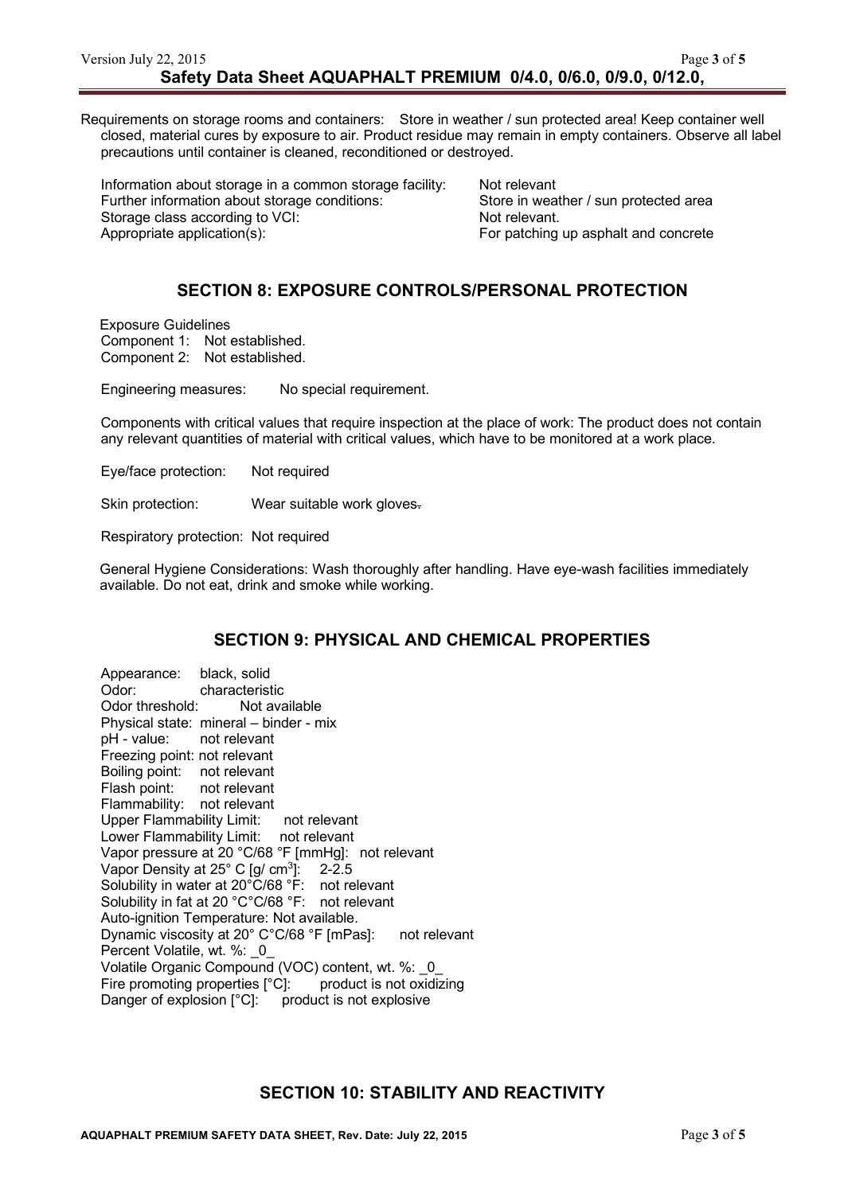Requirements on storage rooms and containers: Store in weather / sun protected area! Keep container well closed, material cures by exposure to air. Product residue may remain in empty containers. Observe all label precautions until container is cleaned, reconditioned or destroyed.

Information about storage in a common storage facility: Not relevant
Further information about storage conditions: Store in weather / sun protected area
Storage class according to VCI: Not relevant.
Appropriate application(s): For patching up asphalt and concrete

## SECTION 8: EXPOSURE CONTROLS/PERSONAL PROTECTION

Exposure Guidelines
Component 1: Not established.
Component 2: Not established.

Engineering measures: No special requirement.

Components with critical values that require inspection at the place of work: The product does not contain any relevant quantities of material with critical values, which have to be monitored at a work place.

Eye/face protection: Not required

Skin protection: Wear suitable work gloves.

Respiratory protection: Not required

General Hygiene Considerations: Wash thoroughly after handling. Have eye-wash facilities immediately available. Do not eat, drink and smoke while working.

## SECTION 9: PHYSICAL AND CHEMICAL PROPERTIES

Appearance: black, solid
Odor: characteristic
Odor threshold: Not available
Physical state: mineral – binder - mix
pH - value: not relevant
Freezing point: not relevant
Boiling point: not relevant
Flash point: not relevant
Flammability: not relevant
Upper Flammability Limit: not relevant
Lower Flammability Limit: not relevant
Vapor pressure at 20 °C/68 °F [mmHg]: not relevant
Vapor Density at 25° C [g/ $cm^3$]: 2-2.5
Solubility in water at 20°C/68 °F: not relevant
Solubility in fat at 20 °C°C/68 °F: not relevant
Auto-ignition Temperature: Not available.
Dynamic viscosity at 20° C°C/68 °F [mPas]: not relevant
Percent Volatile, wt. %: _0_
Volatile Organic Compound (VOC) content, wt. %: _0_
Fire promoting properties [°C]: product is not oxidizing
Danger of explosion [°C]: product is not explosive

## SECTION 10: STABILITY AND REACTIVITY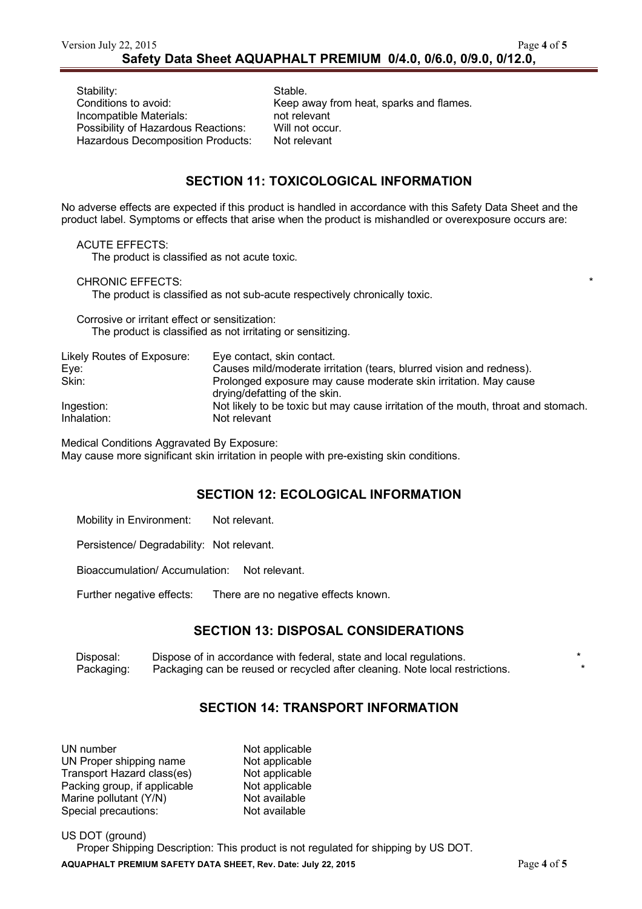| | |
|---|---|
| Stability: | Stable. |
| Conditions to avoid: | Keep away from heat, sparks and flames. |
| Incompatible Materials: | not relevant |
| Possibility of Hazardous Reactions: | Will not occur. |
| Hazardous Decomposition Products: | Not relevant |

## SECTION 11: TOXICOLOGICAL INFORMATION

No adverse effects are expected if this product is handled in accordance with this Safety Data Sheet and the product label. Symptoms or effects that arise when the product is mishandled or overexposure occurs are:

ACUTE EFFECTS:
The product is classified as not acute toxic.

CHRONIC EFFECTS: *
The product is classified as not sub-acute respectively chronically toxic.

Corrosive or irritant effect or sensitization:
The product is classified as not irritating or sensitizing.

| | |
|---|---|
| Likely Routes of Exposure: | Eye contact, skin contact. |
| Eye: | Causes mild/moderate irritation (tears, blurred vision and redness). |
| Skin: | Prolonged exposure may cause moderate skin irritation. May cause drying/defatting of the skin. |
| Ingestion: | Not likely to be toxic but may cause irritation of the mouth, throat and stomach. |
| Inhalation: | Not relevant |

Medical Conditions Aggravated By Exposure:
May cause more significant skin irritation in people with pre-existing skin conditions.

## SECTION 12: ECOLOGICAL INFORMATION

Mobility in Environment: Not relevant.

Persistence/ Degradability: Not relevant.

Bioaccumulation/ Accumulation: Not relevant.

Further negative effects: There are no negative effects known.

## SECTION 13: DISPOSAL CONSIDERATIONS

| | | |
|---|---|---|
| Disposal: | Dispose of in accordance with federal, state and local regulations. | * |
| Packaging: | Packaging can be reused or recycled after cleaning. Note local restrictions. | * |

## SECTION 14: TRANSPORT INFORMATION

| | |
|---|---|
| UN number | Not applicable |
| UN Proper shipping name | Not applicable |
| Transport Hazard class(es) | Not applicable |
| Packing group, if applicable | Not applicable |
| Marine pollutant (Y/N) | Not available |
| Special precautions: | Not available |

US DOT (ground)
Proper Shipping Description: This product is not regulated for shipping by US DOT.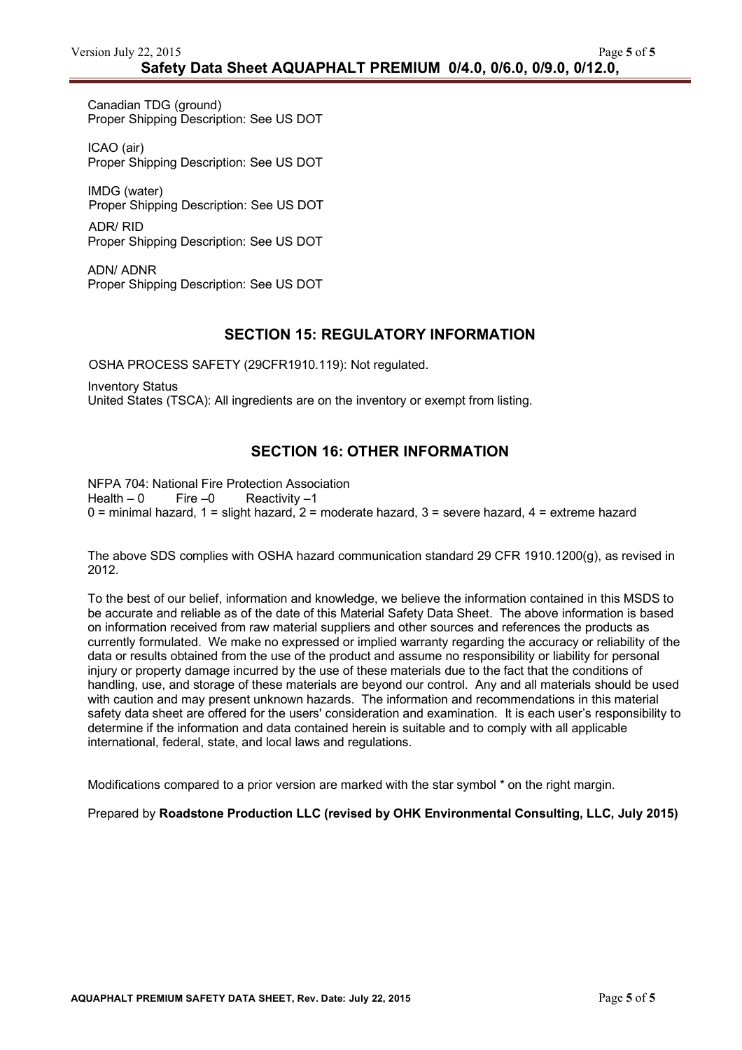Canadian TDG (ground)
Proper Shipping Description: See US DOT

ICAO (air)
Proper Shipping Description: See US DOT

IMDG (water)
Proper Shipping Description: See US DOT

ADR/ RID
Proper Shipping Description: See US DOT

ADN/ ADNR
Proper Shipping Description: See US DOT

## SECTION 15: REGULATORY INFORMATION

OSHA PROCESS SAFETY (29CFR1910.119): Not regulated.

Inventory Status
United States (TSCA): All ingredients are on the inventory or exempt from listing.

## SECTION 16: OTHER INFORMATION

NFPA 704: National Fire Protection Association
Health – 0 Fire –0 Reactivity –1
0 = minimal hazard, 1 = slight hazard, 2 = moderate hazard, 3 = severe hazard, 4 = extreme hazard

The above SDS complies with OSHA hazard communication standard 29 CFR 1910.1200(g), as revised in 2012.

To the best of our belief, information and knowledge, we believe the information contained in this MSDS to be accurate and reliable as of the date of this Material Safety Data Sheet. The above information is based on information received from raw material suppliers and other sources and references the products as currently formulated. We make no expressed or implied warranty regarding the accuracy or reliability of the data or results obtained from the use of the product and assume no responsibility or liability for personal injury or property damage incurred by the use of these materials due to the fact that the conditions of handling, use, and storage of these materials are beyond our control. Any and all materials should be used with caution and may present unknown hazards. The information and recommendations in this material safety data sheet are offered for the users' consideration and examination. It is each user's responsibility to determine if the information and data contained herein is suitable and to comply with all applicable international, federal, state, and local laws and regulations.

Modifications compared to a prior version are marked with the star symbol * on the right margin.

Prepared by **Roadstone Production LLC (revised by OHK Environmental Consulting, LLC, July 2015)**